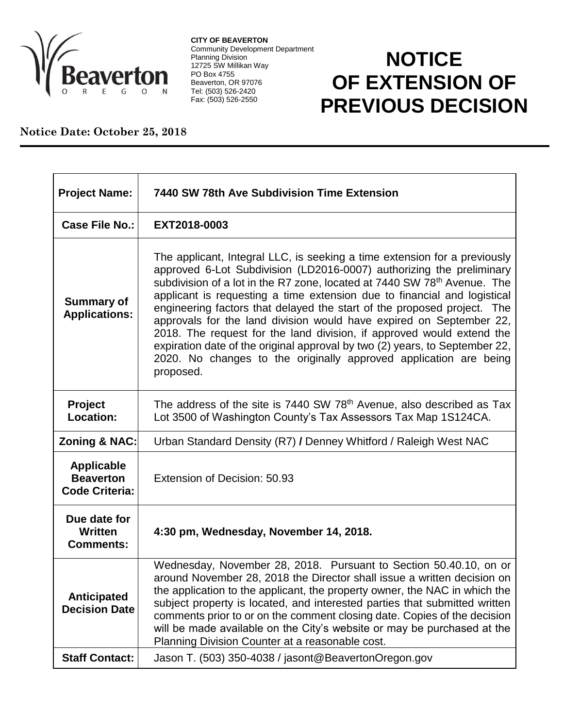**CITY OF BEAVERTON**
Community Development Department
Planning Division
12725 SW Millikan Way
PO Box 4755
Beaverton, OR 97076
Tel: (503) 526-2420
Fax: (503) 526-2550

# NOTICE OF EXTENSION OF PREVIOUS DECISION

**Notice Date: October 25, 2018**

| | |
|---|---|
| **Project Name:** | **7440 SW 78th Ave Subdivision Time Extension** |
| **Case File No.:** | **EXT2018-0003** |
| **Summary of Applications:** | The applicant, Integral LLC, is seeking a time extension for a previously approved 6-Lot Subdivision (LD2016-0007) authorizing the preliminary subdivision of a lot in the R7 zone, located at 7440 SW 78th Avenue. The applicant is requesting a time extension due to financial and logistical engineering factors that delayed the start of the proposed project. The approvals for the land division would have expired on September 22, 2018. The request for the land division, if approved would extend the expiration date of the original approval by two (2) years, to September 22, 2020. No changes to the originally approved application are being proposed. |
| **Project Location:** | The address of the site is 7440 SW 78th Avenue, also described as Tax Lot 3500 of Washington County's Tax Assessors Tax Map 1S124CA. |
| **Zoning & NAC:** | Urban Standard Density (R7) **/** Denney Whitford / Raleigh West NAC |
| **Applicable Beaverton Code Criteria:** | Extension of Decision: 50.93 |
| **Due date for Written Comments:** | **4:30 pm, Wednesday, November 14, 2018.** |
| **Anticipated Decision Date** | Wednesday, November 28, 2018. Pursuant to Section 50.40.10, on or around November 28, 2018 the Director shall issue a written decision on the application to the applicant, the property owner, the NAC in which the subject property is located, and interested parties that submitted written comments prior to or on the comment closing date. Copies of the decision will be made available on the City's website or may be purchased at the Planning Division Counter at a reasonable cost. |
| **Staff Contact:** | Jason T. (503) 350-4038 / jasont@BeavertonOregon.gov |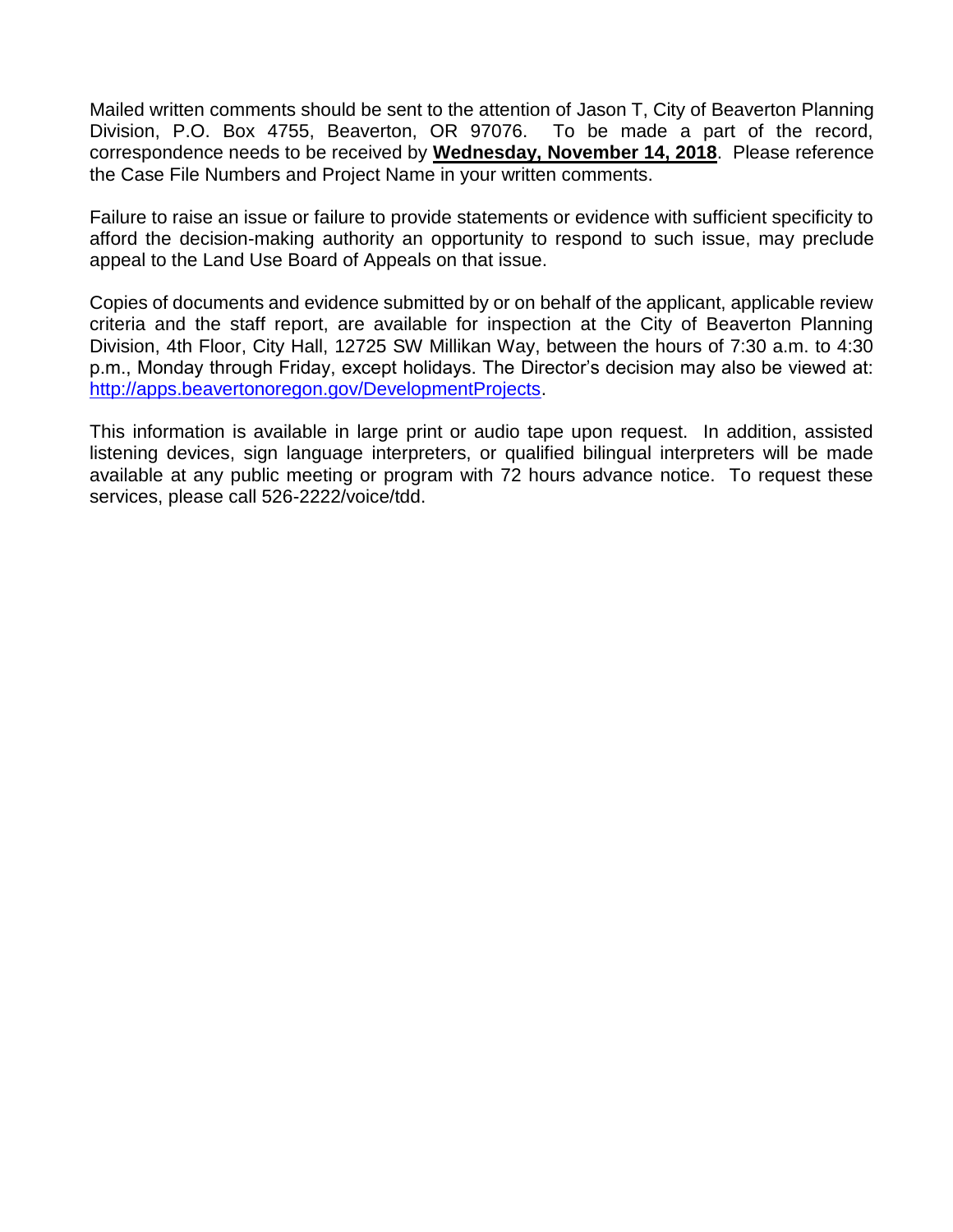Mailed written comments should be sent to the attention of Jason T, City of Beaverton Planning Division, P.O. Box 4755, Beaverton, OR 97076. To be made a part of the record, correspondence needs to be received by **Wednesday, November 14, 2018**. Please reference the Case File Numbers and Project Name in your written comments.

Failure to raise an issue or failure to provide statements or evidence with sufficient specificity to afford the decision-making authority an opportunity to respond to such issue, may preclude appeal to the Land Use Board of Appeals on that issue.

Copies of documents and evidence submitted by or on behalf of the applicant, applicable review criteria and the staff report, are available for inspection at the City of Beaverton Planning Division, 4th Floor, City Hall, 12725 SW Millikan Way, between the hours of 7:30 a.m. to 4:30 p.m., Monday through Friday, except holidays. The Director's decision may also be viewed at: [http://apps.beavertonoregon.gov/DevelopmentProjects](http://apps.beavertonoregon.gov/DevelopmentProjects).

This information is available in large print or audio tape upon request. In addition, assisted listening devices, sign language interpreters, or qualified bilingual interpreters will be made available at any public meeting or program with 72 hours advance notice. To request these services, please call 526-2222/voice/tdd.